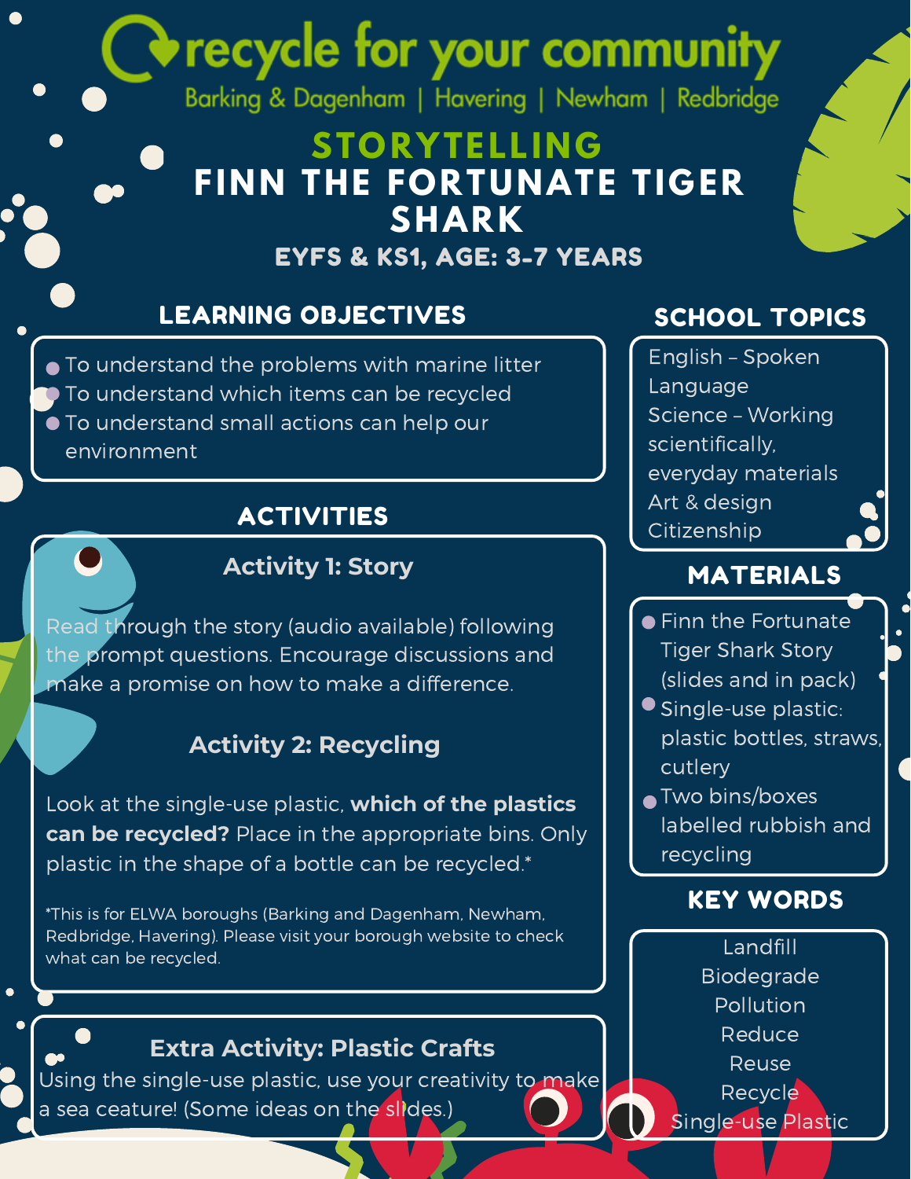# recycle for your community

Barking & Dagenham | Havering | Newham | Redbridge

## STORYTELLING

# FINN THE FORTUNATE TIGER SHARK

### EYFS & KS1, AGE: 3-7 YEARS

## LEARNING OBJECTIVES

- To understand the problems with marine litter
- To understand which items can be recycled
- To understand small actions can help our environment

## ACTIVITIES

### Activity 1: Story

Read through the story (audio available) following the prompt questions. Encourage discussions and make a promise on how to make a difference.

### Activity 2: Recycling

Look at the single-use plastic, **which of the plastics can be recycled?** Place in the appropriate bins. Only plastic in the shape of a bottle can be recycled.*

*This is for ELWA boroughs (Barking and Dagenham, Newham, Redbridge, Havering). Please visit your borough website to check what can be recycled.

### Extra Activity: Plastic Crafts

Using the single-use plastic, use your creativity to make a sea ceature! (Some ideas on the slides.)

## SCHOOL TOPICS

English – Spoken Language
Science – Working scientifically, everyday materials
Art & design
Citizenship

## MATERIALS

- Finn the Fortunate Tiger Shark Story (slides and in pack)
- Single-use plastic: plastic bottles, straws, cutlery
- Two bins/boxes labelled rubbish and recycling

## KEY WORDS

Landfill
Biodegrade
Pollution
Reduce
Reuse
Recycle
Single-use Plastic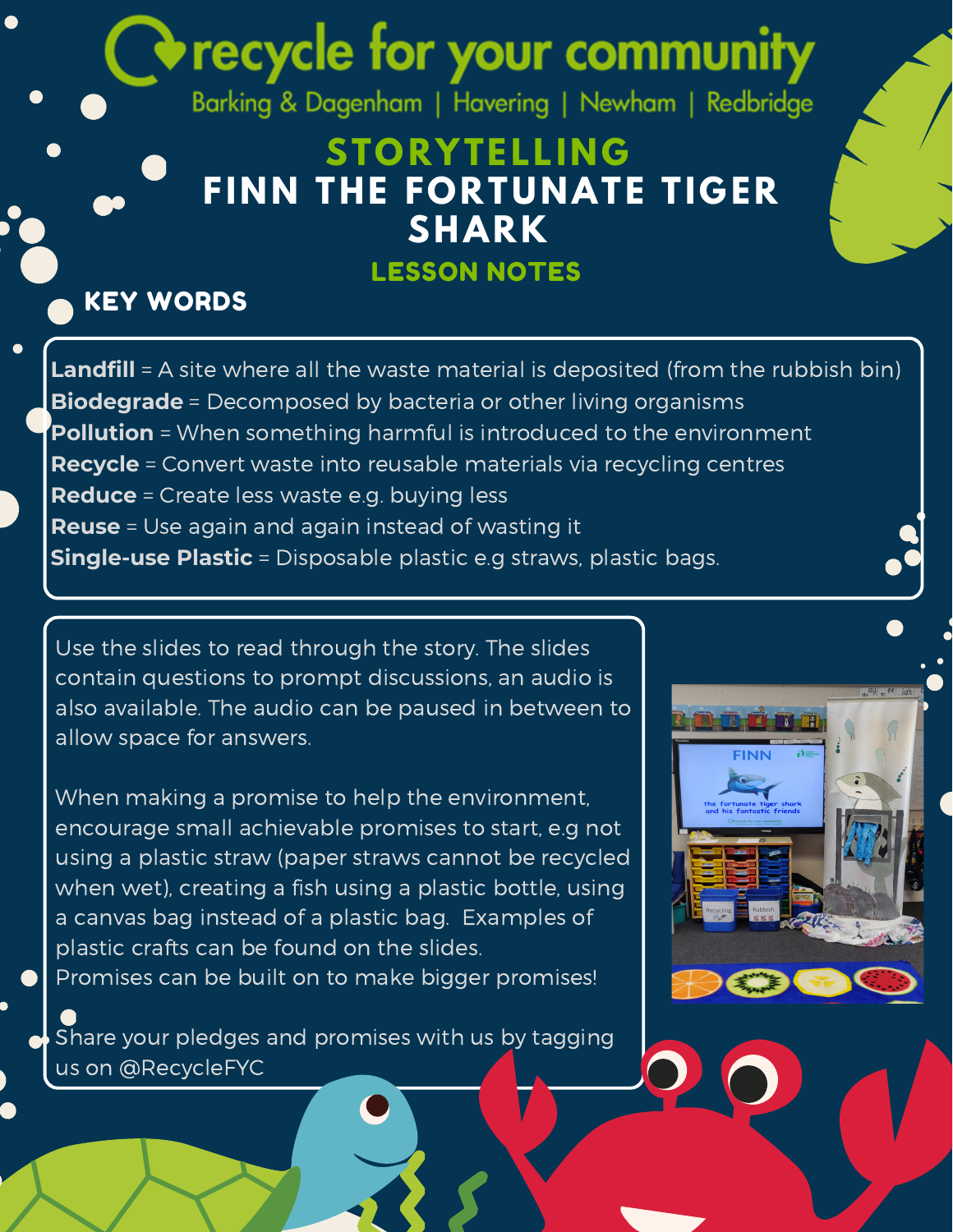# recycle for your community

Barking & Dagenham | Havering | Newham | Redbridge

## STORYTELLING

# FINN THE FORTUNATE TIGER SHARK

## LESSON NOTES

### KEY WORDS

**Landfill** = A site where all the waste material is deposited (from the rubbish bin)
**Biodegrade** = Decomposed by bacteria or other living organisms
**Pollution** = When something harmful is introduced to the environment
**Recycle** = Convert waste into reusable materials via recycling centres
**Reduce** = Create less waste e.g. buying less
**Reuse** = Use again and again instead of wasting it
**Single-use Plastic** = Disposable plastic e.g straws, plastic bags.

Use the slides to read through the story. The slides contain questions to prompt discussions, an audio is also available. The audio can be paused in between to allow space for answers.

When making a promise to help the environment, encourage small achievable promises to start, e.g not using a plastic straw (paper straws cannot be recycled when wet), creating a fish using a plastic bottle, using a canvas bag instead of a plastic bag. Examples of plastic crafts can be found on the slides.
Promises can be built on to make bigger promises!

Share your pledges and promises with us by tagging us on @RecycleFYC